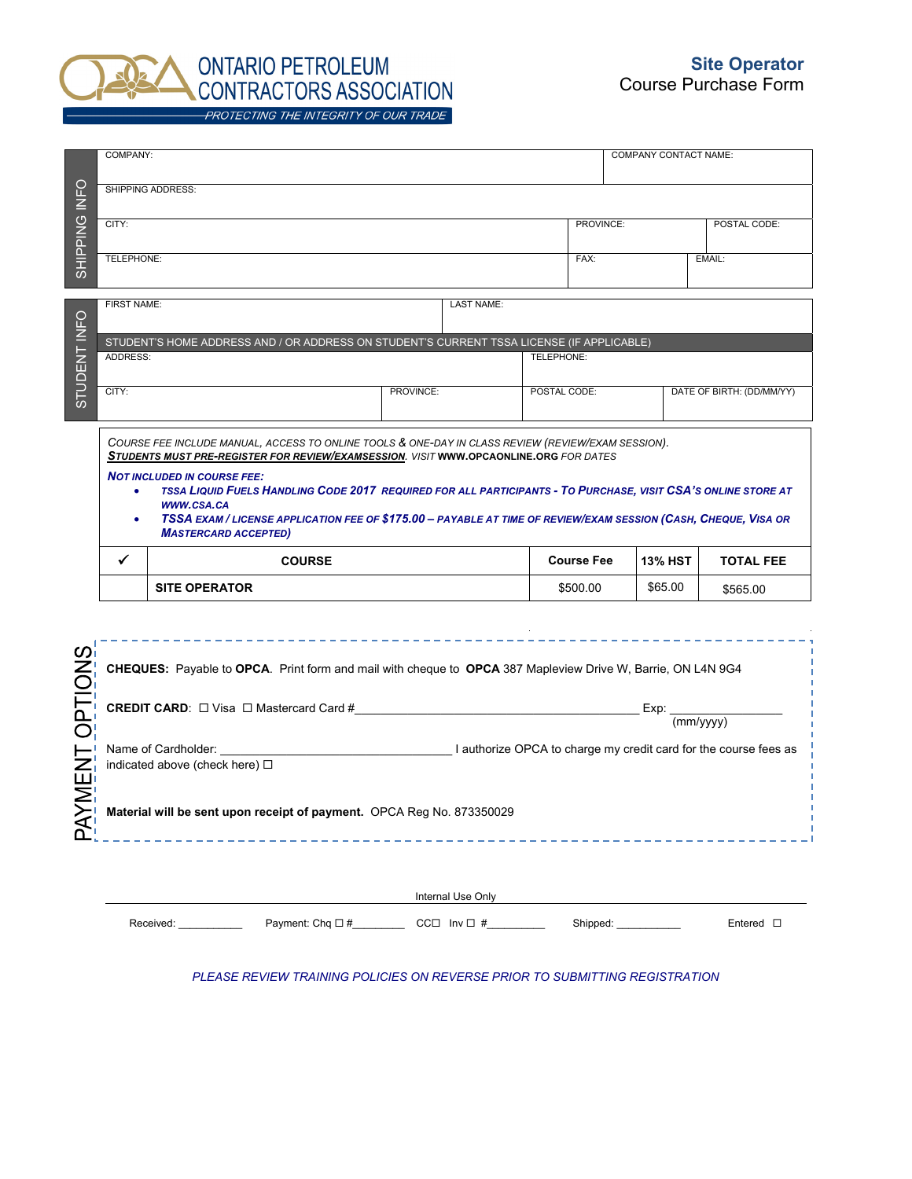# ONTARIO PETROLEUM CONTRACTORS ASSOCIATION

*PROTECTING THE INTEGRITY OF OUR TRADE*

## Site Operator
Course Purchase Form

**SHIPPING INFO**

| COMPANY: | | | COMPANY CONTACT NAME: |
|---|---|---|---|
| SHIPPING ADDRESS: | | | |
| CITY: | PROVINCE: | | POSTAL CODE: |
| TELEPHONE: | FAX: | | EMAIL: |

**STUDENT INFO**

| FIRST NAME: | | LAST NAME: | |
|---|---|---|---|
| STUDENT'S HOME ADDRESS AND / OR ADDRESS ON STUDENT'S CURRENT TSSA LICENSE (IF APPLICABLE) | | | |
| ADDRESS: | | TELEPHONE: | |
| CITY: | PROVINCE: | POSTAL CODE: | DATE OF BIRTH: (DD/MM/YY) |

*COURSE FEE INCLUDE MANUAL, ACCESS TO ONLINE TOOLS & ONE-DAY IN CLASS REVIEW (REVIEW/EXAM SESSION).*
***STUDENTS MUST PRE-REGISTER FOR REVIEW/EXAMSESSION**. VISIT* **WWW.OPCAONLINE.ORG** *FOR DATES*

***NOT INCLUDED IN COURSE FEE:***

- ***TSSA LIQUID FUELS HANDLING CODE 2017 REQUIRED FOR ALL PARTICIPANTS - TO PURCHASE, VISIT CSA'S ONLINE STORE AT WWW.CSA.CA***
- ***TSSA EXAM / LICENSE APPLICATION FEE OF $175.00 – PAYABLE AT TIME OF REVIEW/EXAM SESSION (CASH, CHEQUE, VISA OR MASTERCARD ACCEPTED)***

| ✓ | COURSE | Course Fee | 13% HST | TOTAL FEE |
|---|---|---|---|---|
| | **SITE OPERATOR** | $500.00 | $65.00 | $565.00 |

**PAYMENT OPTIONS**

**CHEQUES:** Payable to **OPCA**. Print form and mail with cheque to **OPCA** 387 Mapleview Drive W, Barrie, ON L4N 9G4

**CREDIT CARD**: ☐ Visa ☐ Mastercard Card #\_\_\_\_\_\_\_\_\_\_\_\_\_\_\_\_\_\_\_\_\_\_\_\_\_\_\_\_\_\_\_\_\_\_\_\_\_\_\_\_\_ Exp: \_\_\_\_\_\_\_\_\_\_\_\_\_\_\_\_\_ (mm/yyyy)

Name of Cardholder: \_\_\_\_\_\_\_\_\_\_\_\_\_\_\_\_\_\_\_\_\_\_\_\_\_\_\_\_\_\_\_\_\_\_\_ I authorize OPCA to charge my credit card for the course fees as indicated above (check here) ☐

**Material will be sent upon receipt of payment.** OPCA Reg No. 873350029

Internal Use Only

Received: \_\_\_\_\_\_\_\_\_\_\_ Payment: Chq ☐ #\_\_\_\_\_\_\_\_\_ CC☐ Inv ☐ #\_\_\_\_\_\_\_\_\_\_ Shipped: \_\_\_\_\_\_\_\_\_\_\_ Entered ☐

*PLEASE REVIEW TRAINING POLICIES ON REVERSE PRIOR TO SUBMITTING REGISTRATION*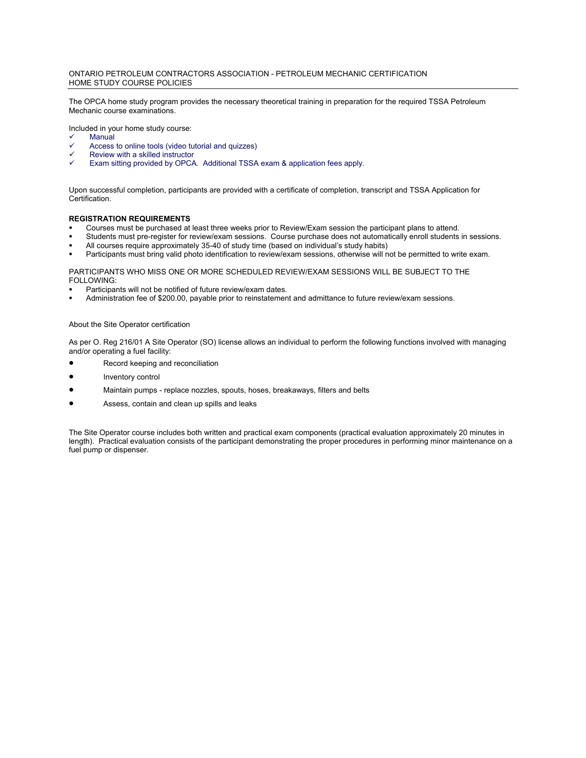ONTARIO PETROLEUM CONTRACTORS ASSOCIATION - PETROLEUM MECHANIC CERTIFICATION
HOME STUDY COURSE POLICIES

The OPCA home study program provides the necessary theoretical training in preparation for the required TSSA Petroleum Mechanic course examinations.

Included in your home study course:

- ✓ Manual
- ✓ Access to online tools (video tutorial and quizzes)
- ✓ Review with a skilled instructor
- ✓ Exam sitting provided by OPCA. Additional TSSA exam & application fees apply.

Upon successful completion, participants are provided with a certificate of completion, transcript and TSSA Application for Certification.

**REGISTRATION REQUIREMENTS**

- Courses must be purchased at least three weeks prior to Review/Exam session the participant plans to attend.
- Students must pre-register for review/exam sessions. Course purchase does not automatically enroll students in sessions.
- All courses require approximately 35-40 of study time (based on individual's study habits)
- Participants must bring valid photo identification to review/exam sessions, otherwise will not be permitted to write exam.

PARTICIPANTS WHO MISS ONE OR MORE SCHEDULED REVIEW/EXAM SESSIONS WILL BE SUBJECT TO THE FOLLOWING:

- Participants will not be notified of future review/exam dates.
- Administration fee of $200.00, payable prior to reinstatement and admittance to future review/exam sessions.

About the Site Operator certification

As per O. Reg 216/01 A Site Operator (SO) license allows an individual to perform the following functions involved with managing and/or operating a fuel facility:

- Record keeping and reconciliation
- Inventory control
- Maintain pumps - replace nozzles, spouts, hoses, breakaways, filters and belts
- Assess, contain and clean up spills and leaks

The Site Operator course includes both written and practical exam components (practical evaluation approximately 20 minutes in length). Practical evaluation consists of the participant demonstrating the proper procedures in performing minor maintenance on a fuel pump or dispenser.